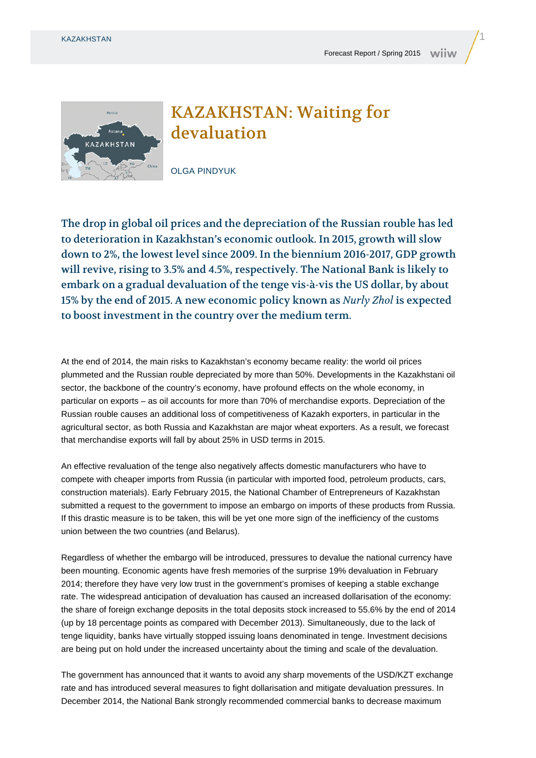# KAZAKHSTAN: Waiting for devaluation

OLGA PINDYUK

**The drop in global oil prices and the depreciation of the Russian rouble has led to deterioration in Kazakhstan's economic outlook. In 2015, growth will slow down to 2%, the lowest level since 2009. In the biennium 2016-2017, GDP growth will revive, rising to 3.5% and 4.5%, respectively. The National Bank is likely to embark on a gradual devaluation of the tenge vis-à-vis the US dollar, by about 15% by the end of 2015. A new economic policy known as *Nurly Zhol* is expected to boost investment in the country over the medium term.**

At the end of 2014, the main risks to Kazakhstan's economy became reality: the world oil prices plummeted and the Russian rouble depreciated by more than 50%. Developments in the Kazakhstani oil sector, the backbone of the country's economy, have profound effects on the whole economy, in particular on exports – as oil accounts for more than 70% of merchandise exports. Depreciation of the Russian rouble causes an additional loss of competitiveness of Kazakh exporters, in particular in the agricultural sector, as both Russia and Kazakhstan are major wheat exporters. As a result, we forecast that merchandise exports will fall by about 25% in USD terms in 2015.

An effective revaluation of the tenge also negatively affects domestic manufacturers who have to compete with cheaper imports from Russia (in particular with imported food, petroleum products, cars, construction materials). Early February 2015, the National Chamber of Entrepreneurs of Kazakhstan submitted a request to the government to impose an embargo on imports of these products from Russia. If this drastic measure is to be taken, this will be yet one more sign of the inefficiency of the customs union between the two countries (and Belarus).

Regardless of whether the embargo will be introduced, pressures to devalue the national currency have been mounting. Economic agents have fresh memories of the surprise 19% devaluation in February 2014; therefore they have very low trust in the government's promises of keeping a stable exchange rate. The widespread anticipation of devaluation has caused an increased dollarisation of the economy: the share of foreign exchange deposits in the total deposits stock increased to 55.6% by the end of 2014 (up by 18 percentage points as compared with December 2013). Simultaneously, due to the lack of tenge liquidity, banks have virtually stopped issuing loans denominated in tenge. Investment decisions are being put on hold under the increased uncertainty about the timing and scale of the devaluation.

The government has announced that it wants to avoid any sharp movements of the USD/KZT exchange rate and has introduced several measures to fight dollarisation and mitigate devaluation pressures. In December 2014, the National Bank strongly recommended commercial banks to decrease maximum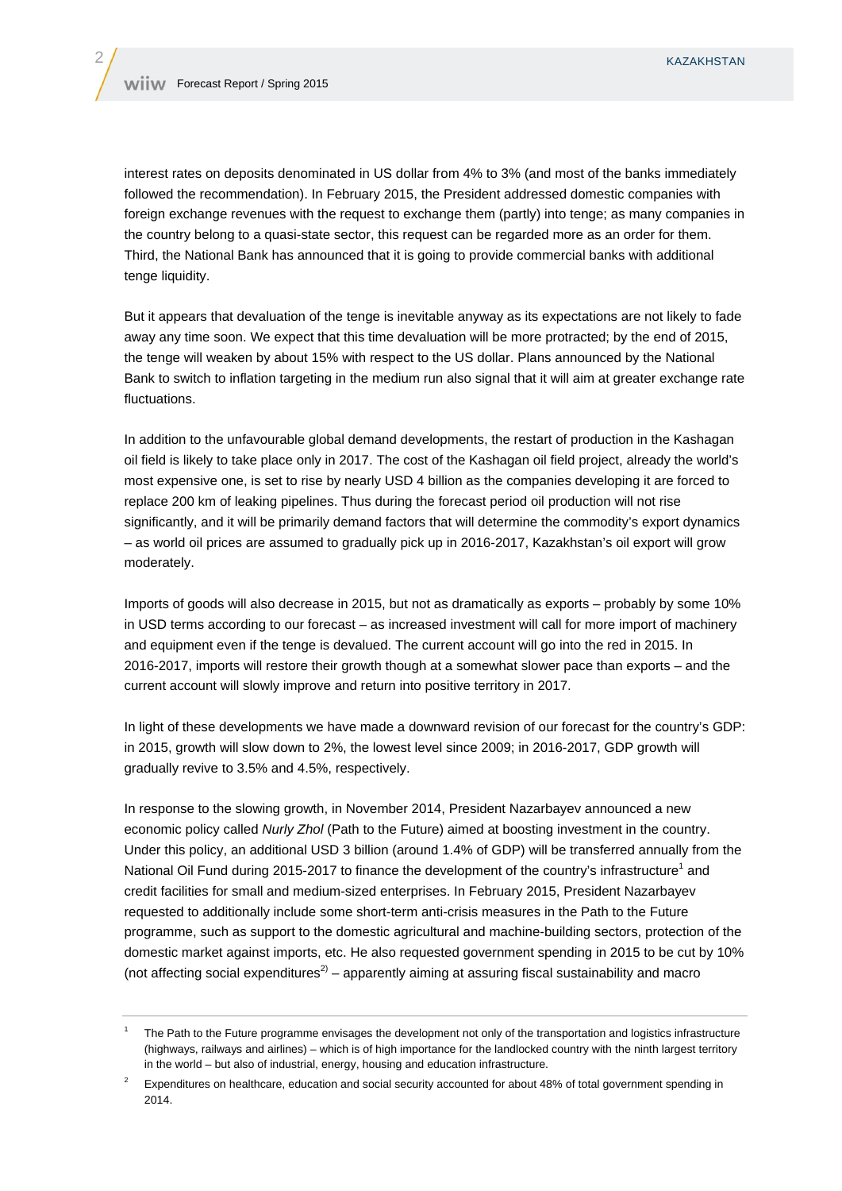interest rates on deposits denominated in US dollar from 4% to 3% (and most of the banks immediately followed the recommendation). In February 2015, the President addressed domestic companies with foreign exchange revenues with the request to exchange them (partly) into tenge; as many companies in the country belong to a quasi-state sector, this request can be regarded more as an order for them. Third, the National Bank has announced that it is going to provide commercial banks with additional tenge liquidity.

But it appears that devaluation of the tenge is inevitable anyway as its expectations are not likely to fade away any time soon. We expect that this time devaluation will be more protracted; by the end of 2015, the tenge will weaken by about 15% with respect to the US dollar. Plans announced by the National Bank to switch to inflation targeting in the medium run also signal that it will aim at greater exchange rate fluctuations.

In addition to the unfavourable global demand developments, the restart of production in the Kashagan oil field is likely to take place only in 2017. The cost of the Kashagan oil field project, already the world's most expensive one, is set to rise by nearly USD 4 billion as the companies developing it are forced to replace 200 km of leaking pipelines. Thus during the forecast period oil production will not rise significantly, and it will be primarily demand factors that will determine the commodity's export dynamics – as world oil prices are assumed to gradually pick up in 2016-2017, Kazakhstan's oil export will grow moderately.

Imports of goods will also decrease in 2015, but not as dramatically as exports – probably by some 10% in USD terms according to our forecast – as increased investment will call for more import of machinery and equipment even if the tenge is devalued. The current account will go into the red in 2015. In 2016-2017, imports will restore their growth though at a somewhat slower pace than exports – and the current account will slowly improve and return into positive territory in 2017.

In light of these developments we have made a downward revision of our forecast for the country's GDP: in 2015, growth will slow down to 2%, the lowest level since 2009; in 2016-2017, GDP growth will gradually revive to 3.5% and 4.5%, respectively.

In response to the slowing growth, in November 2014, President Nazarbayev announced a new economic policy called *Nurly Zhol* (Path to the Future) aimed at boosting investment in the country. Under this policy, an additional USD 3 billion (around 1.4% of GDP) will be transferred annually from the National Oil Fund during 2015-2017 to finance the development of the country's infrastructure[1] and credit facilities for small and medium-sized enterprises. In February 2015, President Nazarbayev requested to additionally include some short-term anti-crisis measures in the Path to the Future programme, such as support to the domestic agricultural and machine-building sectors, protection of the domestic market against imports, etc. He also requested government spending in 2015 to be cut by 10% (not affecting social expenditures[2]) – apparently aiming at assuring fiscal sustainability and macro

---

[1] The Path to the Future programme envisages the development not only of the transportation and logistics infrastructure (highways, railways and airlines) – which is of high importance for the landlocked country with the ninth largest territory in the world – but also of industrial, energy, housing and education infrastructure.

[2] Expenditures on healthcare, education and social security accounted for about 48% of total government spending in 2014.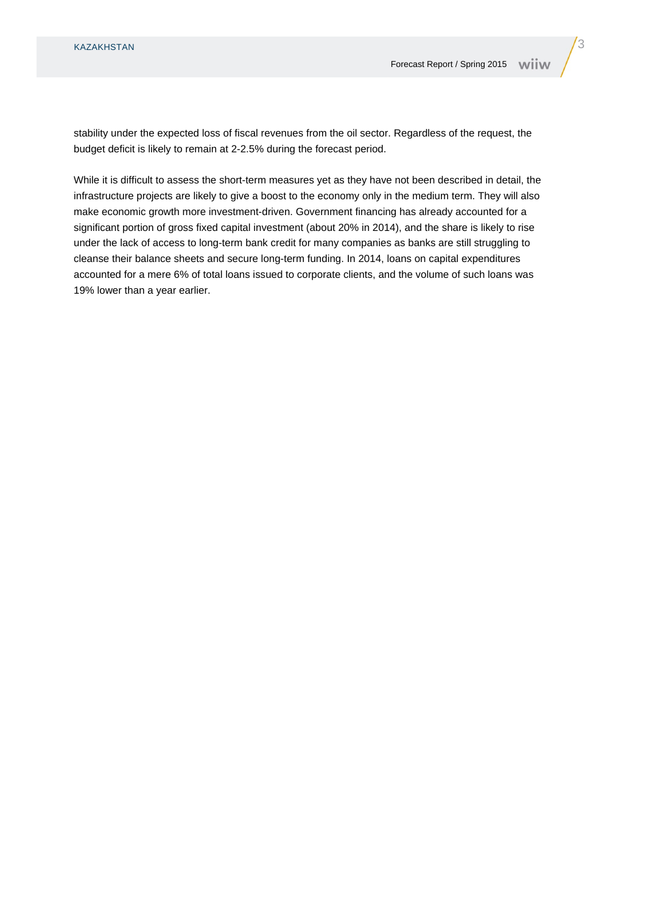stability under the expected loss of fiscal revenues from the oil sector. Regardless of the request, the budget deficit is likely to remain at 2-2.5% during the forecast period.

While it is difficult to assess the short-term measures yet as they have not been described in detail, the infrastructure projects are likely to give a boost to the economy only in the medium term. They will also make economic growth more investment-driven. Government financing has already accounted for a significant portion of gross fixed capital investment (about 20% in 2014), and the share is likely to rise under the lack of access to long-term bank credit for many companies as banks are still struggling to cleanse their balance sheets and secure long-term funding. In 2014, loans on capital expenditures accounted for a mere 6% of total loans issued to corporate clients, and the volume of such loans was 19% lower than a year earlier.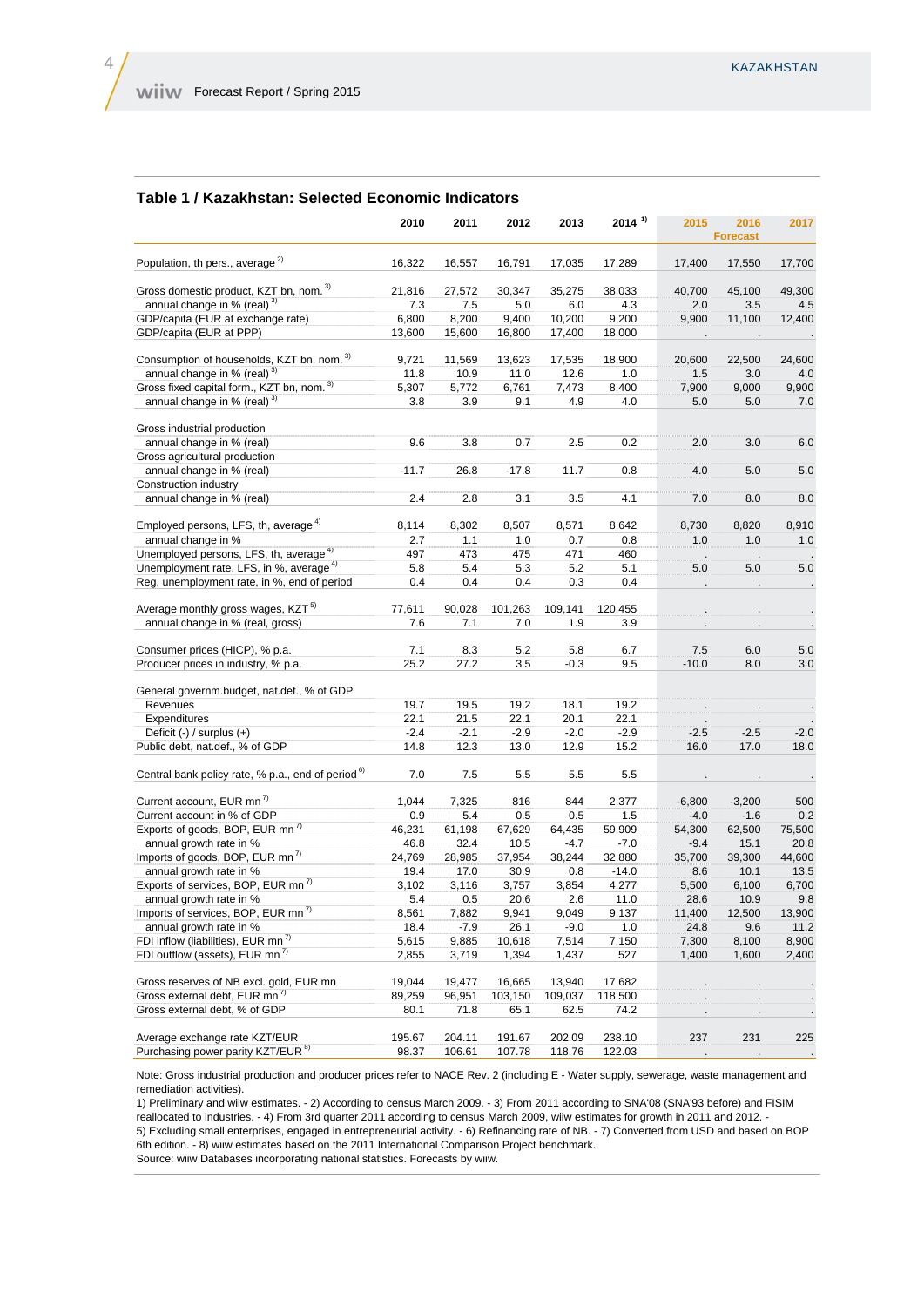## Table 1 / Kazakhstan: Selected Economic Indicators

| | 2010 | 2011 | 2012 | 2013 | 2014 [1] | 2015 | 2016 Forecast | 2017 |
|---|---|---|---|---|---|---|---|---|
| Population, th pers., average [2] | 16,322 | 16,557 | 16,791 | 17,035 | 17,289 | 17,400 | 17,550 | 17,700 |
| Gross domestic product, KZT bn, nom. [3] | 21,816 | 27,572 | 30,347 | 35,275 | 38,033 | 40,700 | 45,100 | 49,300 |
| annual change in % (real) [3] | 7.3 | 7.5 | 5.0 | 6.0 | 4.3 | 2.0 | 3.5 | 4.5 |
| GDP/capita (EUR at exchange rate) | 6,800 | 8,200 | 9,400 | 10,200 | 9,200 | 9,900 | 11,100 | 12,400 |
| GDP/capita (EUR at PPP) | 13,600 | 15,600 | 16,800 | 17,400 | 18,000 | . | . | . |
| Consumption of households, KZT bn, nom. [3] | 9,721 | 11,569 | 13,623 | 17,535 | 18,900 | 20,600 | 22,500 | 24,600 |
| annual change in % (real) [3] | 11.8 | 10.9 | 11.0 | 12.6 | 1.0 | 1.5 | 3.0 | 4.0 |
| Gross fixed capital form., KZT bn, nom. [3] | 5,307 | 5,772 | 6,761 | 7,473 | 8,400 | 7,900 | 9,000 | 9,900 |
| annual change in % (real) [3] | 3.8 | 3.9 | 9.1 | 4.9 | 4.0 | 5.0 | 5.0 | 7.0 |
| Gross industrial production | | | | | | | | |
| annual change in % (real) | 9.6 | 3.8 | 0.7 | 2.5 | 0.2 | 2.0 | 3.0 | 6.0 |
| Gross agricultural production | | | | | | | | |
| annual change in % (real) | -11.7 | 26.8 | -17.8 | 11.7 | 0.8 | 4.0 | 5.0 | 5.0 |
| Construction industry | | | | | | | | |
| annual change in % (real) | 2.4 | 2.8 | 3.1 | 3.5 | 4.1 | 7.0 | 8.0 | 8.0 |
| Employed persons, LFS, th, average [4] | 8,114 | 8,302 | 8,507 | 8,571 | 8,642 | 8,730 | 8,820 | 8,910 |
| annual change in % | 2.7 | 1.1 | 1.0 | 0.7 | 0.8 | 1.0 | 1.0 | 1.0 |
| Unemployed persons, LFS, th, average [4] | 497 | 473 | 475 | 471 | 460 | . | . | . |
| Unemployment rate, LFS, in %, average [4] | 5.8 | 5.4 | 5.3 | 5.2 | 5.1 | 5.0 | 5.0 | 5.0 |
| Reg. unemployment rate, in %, end of period | 0.4 | 0.4 | 0.4 | 0.3 | 0.4 | . | . | . |
| Average monthly gross wages, KZT [5] | 77,611 | 90,028 | 101,263 | 109,141 | 120,455 | . | . | . |
| annual change in % (real, gross) | 7.6 | 7.1 | 7.0 | 1.9 | 3.9 | . | . | . |
| Consumer prices (HICP), % p.a. | 7.1 | 8.3 | 5.2 | 5.8 | 6.7 | 7.5 | 6.0 | 5.0 |
| Producer prices in industry, % p.a. | 25.2 | 27.2 | 3.5 | -0.3 | 9.5 | -10.0 | 8.0 | 3.0 |
| General governm.budget, nat.def., % of GDP | | | | | | | | |
| Revenues | 19.7 | 19.5 | 19.2 | 18.1 | 19.2 | . | . | . |
| Expenditures | 22.1 | 21.5 | 22.1 | 20.1 | 22.1 | . | . | . |
| Deficit (-) / surplus (+) | -2.4 | -2.1 | -2.9 | -2.0 | -2.9 | -2.5 | -2.5 | -2.0 |
| Public debt, nat.def., % of GDP | 14.8 | 12.3 | 13.0 | 12.9 | 15.2 | 16.0 | 17.0 | 18.0 |
| Central bank policy rate, % p.a., end of period [6] | 7.0 | 7.5 | 5.5 | 5.5 | 5.5 | . | . | . |
| Current account, EUR mn [7] | 1,044 | 7,325 | 816 | 844 | 2,377 | -6,800 | -3,200 | 500 |
| Current account in % of GDP | 0.9 | 5.4 | 0.5 | 0.5 | 1.5 | -4.0 | -1.6 | 0.2 |
| Exports of goods, BOP, EUR mn [7] | 46,231 | 61,198 | 67,629 | 64,435 | 59,909 | 54,300 | 62,500 | 75,500 |
| annual growth rate in % | 46.8 | 32.4 | 10.5 | -4.7 | -7.0 | -9.4 | 15.1 | 20.8 |
| Imports of goods, BOP, EUR mn [7] | 24,769 | 28,985 | 37,954 | 38,244 | 32,880 | 35,700 | 39,300 | 44,600 |
| annual growth rate in % | 19.4 | 17.0 | 30.9 | 0.8 | -14.0 | 8.6 | 10.1 | 13.5 |
| Exports of services, BOP, EUR mn [7] | 3,102 | 3,116 | 3,757 | 3,854 | 4,277 | 5,500 | 6,100 | 6,700 |
| annual growth rate in % | 5.4 | 0.5 | 20.6 | 2.6 | 11.0 | 28.6 | 10.9 | 9.8 |
| Imports of services, BOP, EUR mn [7] | 8,561 | 7,882 | 9,941 | 9,049 | 9,137 | 11,400 | 12,500 | 13,900 |
| annual growth rate in % | 18.4 | -7.9 | 26.1 | -9.0 | 1.0 | 24.8 | 9.6 | 11.2 |
| FDI inflow (liabilities), EUR mn [7] | 5,615 | 9,885 | 10,618 | 7,514 | 7,150 | 7,300 | 8,100 | 8,900 |
| FDI outflow (assets), EUR mn [7] | 2,855 | 3,719 | 1,394 | 1,437 | 527 | 1,400 | 1,600 | 2,400 |
| Gross reserves of NB excl. gold, EUR mn | 19,044 | 19,477 | 16,665 | 13,940 | 17,682 | . | . | . |
| Gross external debt, EUR mn [7] | 89,259 | 96,951 | 103,150 | 109,037 | 118,500 | . | . | . |
| Gross external debt, % of GDP | 80.1 | 71.8 | 65.1 | 62.5 | 74.2 | . | . | . |
| Average exchange rate KZT/EUR | 195.67 | 204.11 | 191.67 | 202.09 | 238.10 | 237 | 231 | 225 |
| Purchasing power parity KZT/EUR [8] | 98.37 | 106.61 | 107.78 | 118.76 | 122.03 | . | . | . |

Note: Gross industrial production and producer prices refer to NACE Rev. 2 (including E - Water supply, sewerage, waste management and remediation activities).

1) Preliminary and wiiw estimates. - 2) According to census March 2009. - 3) From 2011 according to SNA'08 (SNA'93 before) and FISIM reallocated to industries. - 4) From 3rd quarter 2011 according to census March 2009, wiiw estimates for growth in 2011 and 2012. - 5) Excluding small enterprises, engaged in entrepreneurial activity. - 6) Refinancing rate of NB. - 7) Converted from USD and based on BOP 6th edition. - 8) wiiw estimates based on the 2011 International Comparison Project benchmark.

Source: wiiw Databases incorporating national statistics. Forecasts by wiiw.